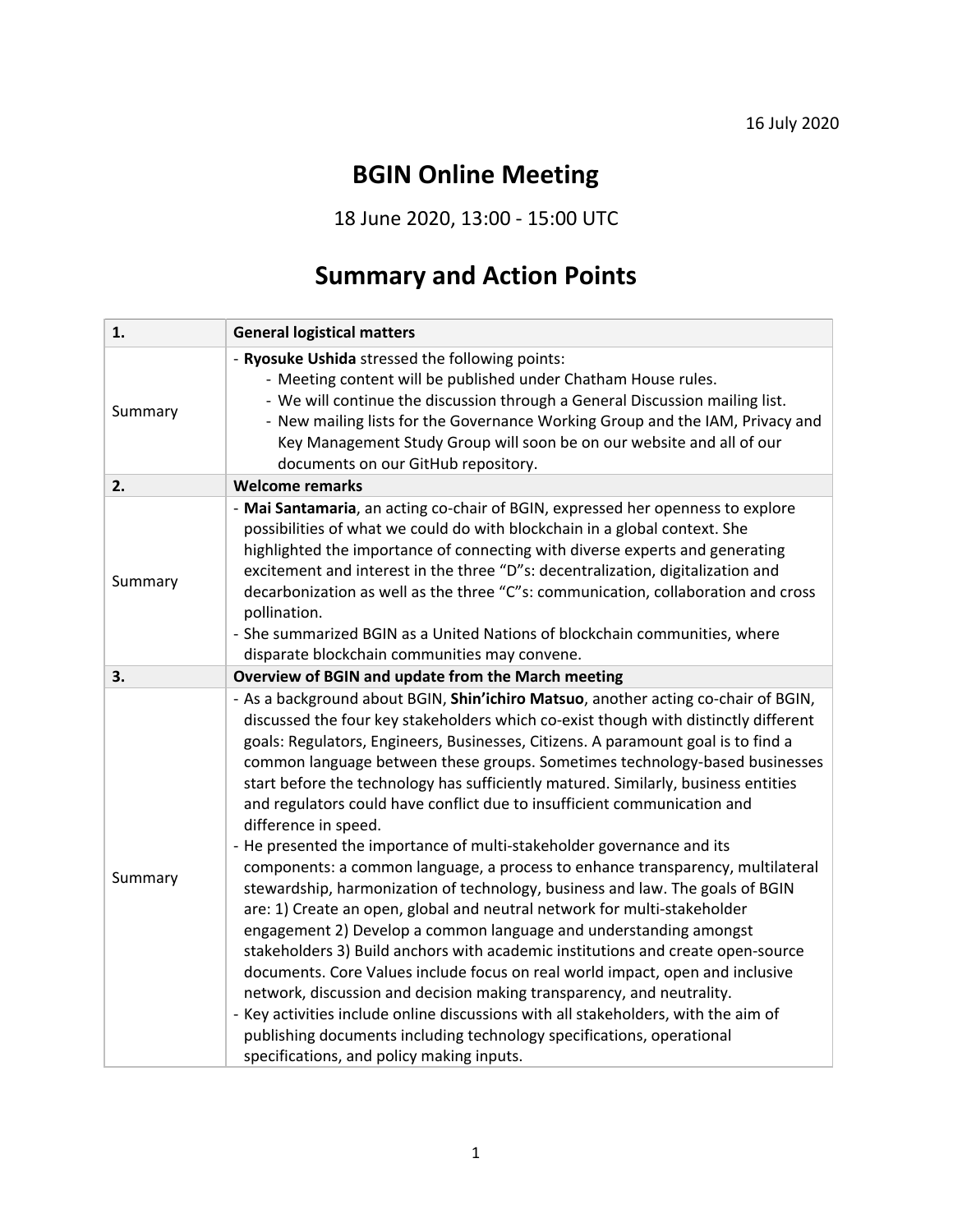16 July 2020

# BGIN Online Meeting

18 June 2020, 13:00 - 15:00 UTC

## Summary and Action Points

| 1. | General logistical matters |
|---|---|
| Summary | - **Ryosuke Ushida** stressed the following points:<br>  - Meeting content will be published under Chatham House rules.<br>  - We will continue the discussion through a General Discussion mailing list.<br>  - New mailing lists for the Governance Working Group and the IAM, Privacy and Key Management Study Group will soon be on our website and all of our documents on our GitHub repository. |
| **2.** | **Welcome remarks** |
| Summary | - **Mai Santamaria**, an acting co-chair of BGIN, expressed her openness to explore possibilities of what we could do with blockchain in a global context. She highlighted the importance of connecting with diverse experts and generating excitement and interest in the three "D"s: decentralization, digitalization and decarbonization as well as the three "C"s: communication, collaboration and cross pollination.<br>- She summarized BGIN as a United Nations of blockchain communities, where disparate blockchain communities may convene. |
| **3.** | **Overview of BGIN and update from the March meeting** |
| Summary | - As a background about BGIN, **Shin'ichiro Matsuo**, another acting co-chair of BGIN, discussed the four key stakeholders which co-exist though with distinctly different goals: Regulators, Engineers, Businesses, Citizens. A paramount goal is to find a common language between these groups. Sometimes technology-based businesses start before the technology has sufficiently matured. Similarly, business entities and regulators could have conflict due to insufficient communication and difference in speed.<br>- He presented the importance of multi-stakeholder governance and its components: a common language, a process to enhance transparency, multilateral stewardship, harmonization of technology, business and law. The goals of BGIN are: 1) Create an open, global and neutral network for multi-stakeholder engagement 2) Develop a common language and understanding amongst stakeholders 3) Build anchors with academic institutions and create open-source documents. Core Values include focus on real world impact, open and inclusive network, discussion and decision making transparency, and neutrality.<br>- Key activities include online discussions with all stakeholders, with the aim of publishing documents including technology specifications, operational specifications, and policy making inputs. |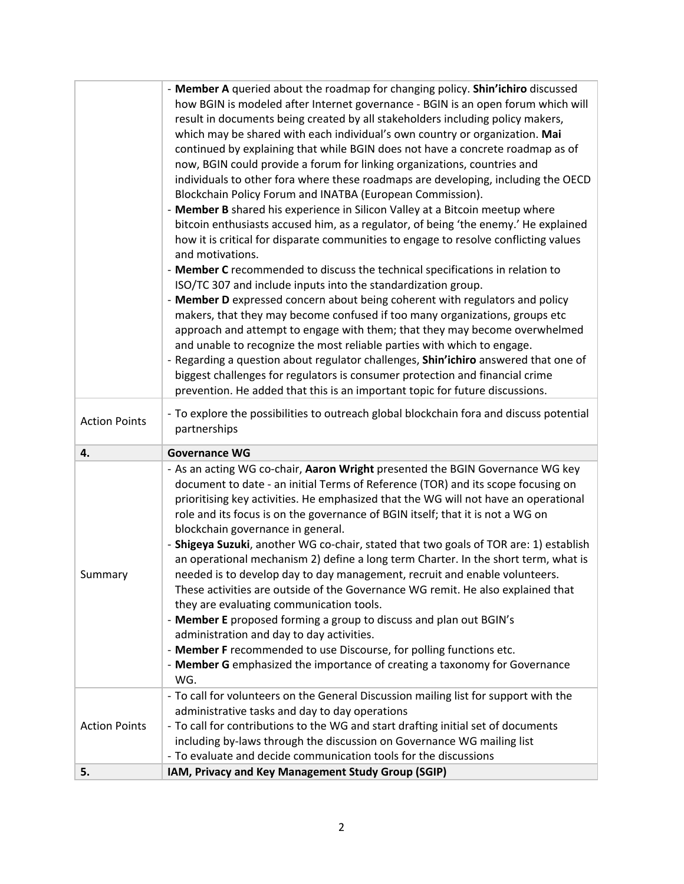| | |
|---|---|
| | - **Member A** queried about the roadmap for changing policy. **Shin'ichiro** discussed how BGIN is modeled after Internet governance - BGIN is an open forum which will result in documents being created by all stakeholders including policy makers, which may be shared with each individual's own country or organization. **Mai** continued by explaining that while BGIN does not have a concrete roadmap as of now, BGIN could provide a forum for linking organizations, countries and individuals to other fora where these roadmaps are developing, including the OECD Blockchain Policy Forum and INATBA (European Commission).<br>- **Member B** shared his experience in Silicon Valley at a Bitcoin meetup where bitcoin enthusiasts accused him, as a regulator, of being 'the enemy.' He explained how it is critical for disparate communities to engage to resolve conflicting values and motivations.<br>- **Member C** recommended to discuss the technical specifications in relation to ISO/TC 307 and include inputs into the standardization group.<br>- **Member D** expressed concern about being coherent with regulators and policy makers, that they may become confused if too many organizations, groups etc approach and attempt to engage with them; that they may become overwhelmed and unable to recognize the most reliable parties with which to engage.<br>- Regarding a question about regulator challenges, **Shin'ichiro** answered that one of biggest challenges for regulators is consumer protection and financial crime prevention. He added that this is an important topic for future discussions. |
| Action Points | - To explore the possibilities to outreach global blockchain fora and discuss potential partnerships |
| **4.** | **Governance WG** |
| Summary | - As an acting WG co-chair, **Aaron Wright** presented the BGIN Governance WG key document to date - an initial Terms of Reference (TOR) and its scope focusing on prioritising key activities. He emphasized that the WG will not have an operational role and its focus is on the governance of BGIN itself; that it is not a WG on blockchain governance in general.<br>- **Shigeya Suzuki**, another WG co-chair, stated that two goals of TOR are: 1) establish an operational mechanism 2) define a long term Charter. In the short term, what is needed is to develop day to day management, recruit and enable volunteers. These activities are outside of the Governance WG remit. He also explained that they are evaluating communication tools.<br>- **Member E** proposed forming a group to discuss and plan out BGIN's administration and day to day activities.<br>- **Member F** recommended to use Discourse, for polling functions etc.<br>- **Member G** emphasized the importance of creating a taxonomy for Governance WG. |
| Action Points | - To call for volunteers on the General Discussion mailing list for support with the administrative tasks and day to day operations<br>- To call for contributions to the WG and start drafting initial set of documents including by-laws through the discussion on Governance WG mailing list<br>- To evaluate and decide communication tools for the discussions |
| **5.** | **IAM, Privacy and Key Management Study Group (SGIP)** |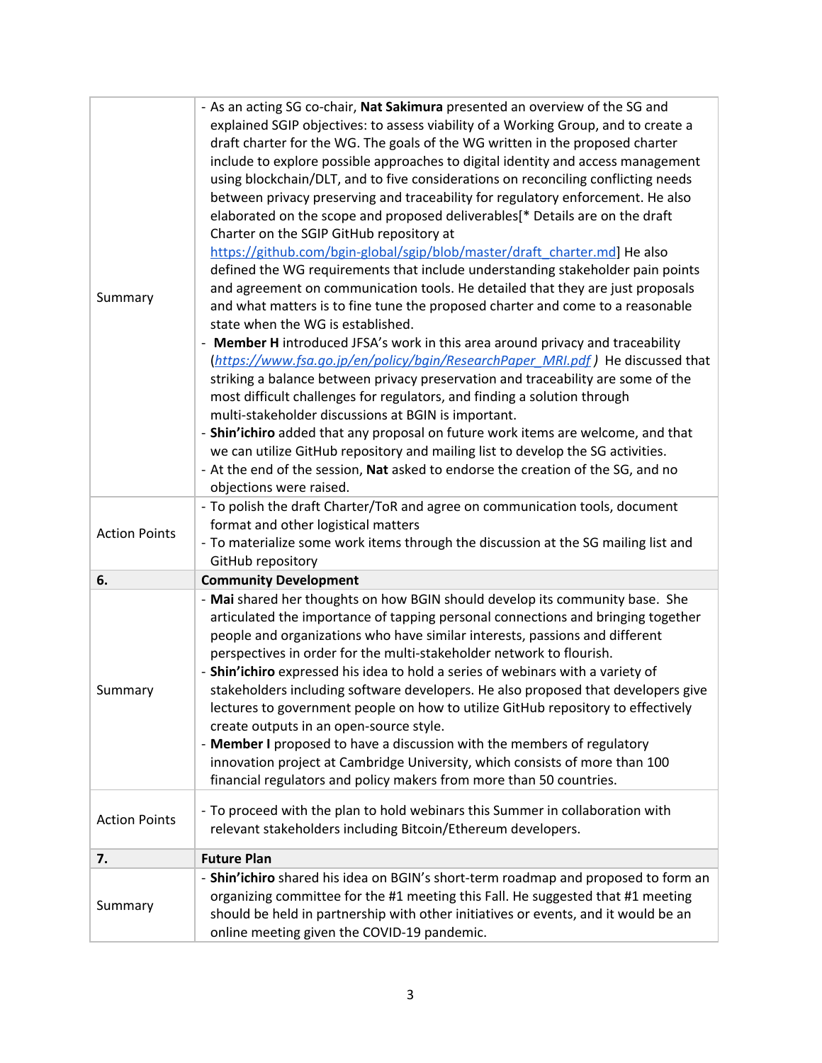| | |
|---|---|
| Summary | - As an acting SG co-chair, **Nat Sakimura** presented an overview of the SG and explained SGIP objectives: to assess viability of a Working Group, and to create a draft charter for the WG. The goals of the WG written in the proposed charter include to explore possible approaches to digital identity and access management using blockchain/DLT, and to five considerations on reconciling conflicting needs between privacy preserving and traceability for regulatory enforcement. He also elaborated on the scope and proposed deliverables[* Details are on the draft Charter on the SGIP GitHub repository at [https://github.com/bgin-global/sgip/blob/master/draft_charter.md](https://github.com/bgin-global/sgip/blob/master/draft_charter.md)] He also defined the WG requirements that include understanding stakeholder pain points and agreement on communication tools. He detailed that they are just proposals and what matters is to fine tune the proposed charter and come to a reasonable state when the WG is established.<br>- **Member H** introduced JFSA's work in this area around privacy and traceability (*[https://www.fsa.go.jp/en/policy/bgin/ResearchPaper_MRI.pdf](https://www.fsa.go.jp/en/policy/bgin/ResearchPaper_MRI.pdf)* ) He discussed that striking a balance between privacy preservation and traceability are some of the most difficult challenges for regulators, and finding a solution through multi-stakeholder discussions at BGIN is important.<br>- **Shin'ichiro** added that any proposal on future work items are welcome, and that we can utilize GitHub repository and mailing list to develop the SG activities.<br>- At the end of the session, **Nat** asked to endorse the creation of the SG, and no objections were raised. |
| Action Points | - To polish the draft Charter/ToR and agree on communication tools, document format and other logistical matters<br>- To materialize some work items through the discussion at the SG mailing list and GitHub repository |
| **6.** | **Community Development** |
| Summary | - **Mai** shared her thoughts on how BGIN should develop its community base. She articulated the importance of tapping personal connections and bringing together people and organizations who have similar interests, passions and different perspectives in order for the multi-stakeholder network to flourish.<br>- **Shin'ichiro** expressed his idea to hold a series of webinars with a variety of stakeholders including software developers. He also proposed that developers give lectures to government people on how to utilize GitHub repository to effectively create outputs in an open-source style.<br>- **Member I** proposed to have a discussion with the members of regulatory innovation project at Cambridge University, which consists of more than 100 financial regulators and policy makers from more than 50 countries. |
| Action Points | - To proceed with the plan to hold webinars this Summer in collaboration with relevant stakeholders including Bitcoin/Ethereum developers. |
| **7.** | **Future Plan** |
| Summary | - **Shin'ichiro** shared his idea on BGIN's short-term roadmap and proposed to form an organizing committee for the #1 meeting this Fall. He suggested that #1 meeting should be held in partnership with other initiatives or events, and it would be an online meeting given the COVID-19 pandemic. |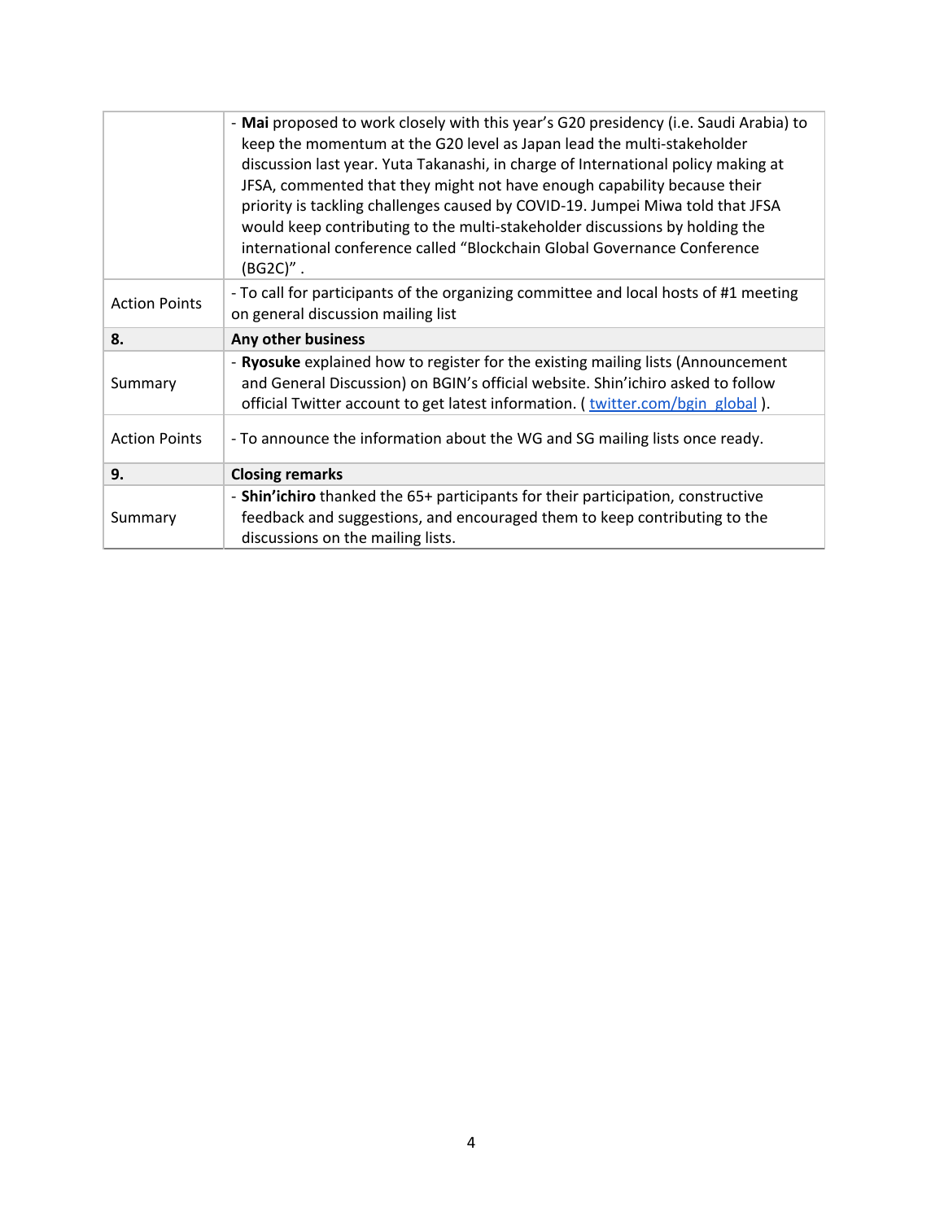| | |
|---|---|
| | - **Mai** proposed to work closely with this year's G20 presidency (i.e. Saudi Arabia) to keep the momentum at the G20 level as Japan lead the multi-stakeholder discussion last year. Yuta Takanashi, in charge of International policy making at JFSA, commented that they might not have enough capability because their priority is tackling challenges caused by COVID-19. Jumpei Miwa told that JFSA would keep contributing to the multi-stakeholder discussions by holding the international conference called "Blockchain Global Governance Conference (BG2C)" . |
| Action Points | - To call for participants of the organizing committee and local hosts of #1 meeting on general discussion mailing list |
| **8.** | **Any other business** |
| Summary | - **Ryosuke** explained how to register for the existing mailing lists (Announcement and General Discussion) on BGIN's official website. Shin'ichiro asked to follow official Twitter account to get latest information. ( twitter.com/bgin_global ). |
| Action Points | - To announce the information about the WG and SG mailing lists once ready. |
| **9.** | **Closing remarks** |
| Summary | - **Shin'ichiro** thanked the 65+ participants for their participation, constructive feedback and suggestions, and encouraged them to keep contributing to the discussions on the mailing lists. |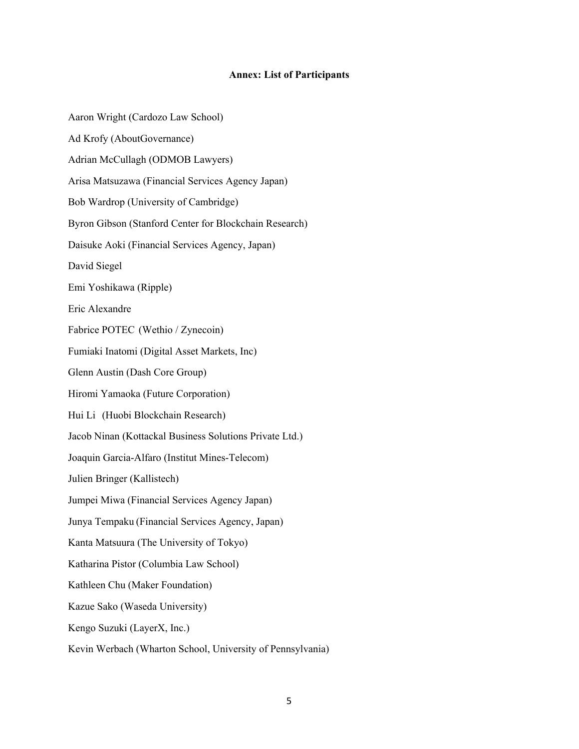**Annex: List of Participants**

Aaron Wright (Cardozo Law School)

Ad Krofy (AboutGovernance)

Adrian McCullagh (ODMOB Lawyers)

Arisa Matsuzawa (Financial Services Agency Japan)

Bob Wardrop (University of Cambridge)

Byron Gibson (Stanford Center for Blockchain Research)

Daisuke Aoki (Financial Services Agency, Japan)

David Siegel

Emi Yoshikawa (Ripple)

Eric Alexandre

Fabrice POTEC (Wethio / Zynecoin)

Fumiaki Inatomi (Digital Asset Markets, Inc)

Glenn Austin (Dash Core Group)

Hiromi Yamaoka (Future Corporation)

Hui Li (Huobi Blockchain Research)

Jacob Ninan (Kottackal Business Solutions Private Ltd.)

Joaquin Garcia-Alfaro (Institut Mines-Telecom)

Julien Bringer (Kallistech)

Jumpei Miwa (Financial Services Agency Japan)

Junya Tempaku (Financial Services Agency, Japan)

Kanta Matsuura (The University of Tokyo)

Katharina Pistor (Columbia Law School)

Kathleen Chu (Maker Foundation)

Kazue Sako (Waseda University)

Kengo Suzuki (LayerX, Inc.)

Kevin Werbach (Wharton School, University of Pennsylvania)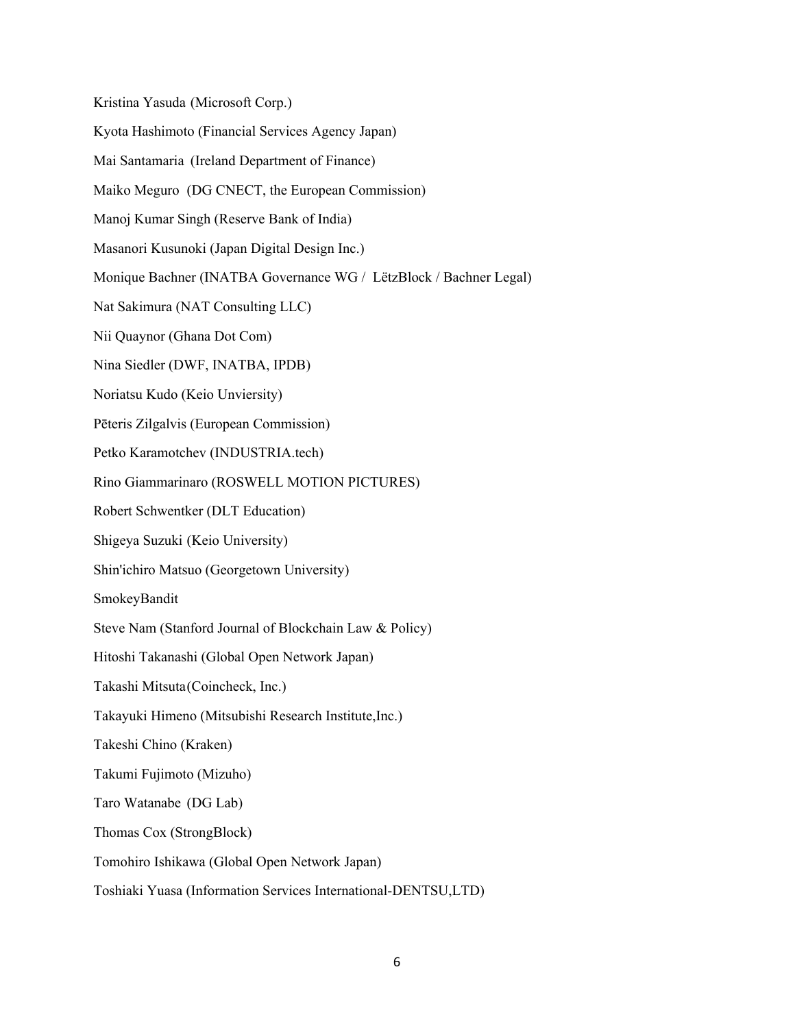Kristina Yasuda (Microsoft Corp.)

Kyota Hashimoto (Financial Services Agency Japan)

Mai Santamaria (Ireland Department of Finance)

Maiko Meguro (DG CNECT, the European Commission)

Manoj Kumar Singh (Reserve Bank of India)

Masanori Kusunoki (Japan Digital Design Inc.)

Monique Bachner (INATBA Governance WG / LëtzBlock / Bachner Legal)

Nat Sakimura (NAT Consulting LLC)

Nii Quaynor (Ghana Dot Com)

Nina Siedler (DWF, INATBA, IPDB)

Noriatsu Kudo (Keio Unviersity)

Pēteris Zilgalvis (European Commission)

Petko Karamotchev (INDUSTRIA.tech)

Rino Giammarinaro (ROSWELL MOTION PICTURES)

Robert Schwentker (DLT Education)

Shigeya Suzuki (Keio University)

Shin'ichiro Matsuo (Georgetown University)

SmokeyBandit

Steve Nam (Stanford Journal of Blockchain Law & Policy)

Hitoshi Takanashi (Global Open Network Japan)

Takashi Mitsuta(Coincheck, Inc.)

Takayuki Himeno (Mitsubishi Research Institute,Inc.)

Takeshi Chino (Kraken)

Takumi Fujimoto (Mizuho)

Taro Watanabe (DG Lab)

Thomas Cox (StrongBlock)

Tomohiro Ishikawa (Global Open Network Japan)

Toshiaki Yuasa (Information Services International-DENTSU,LTD)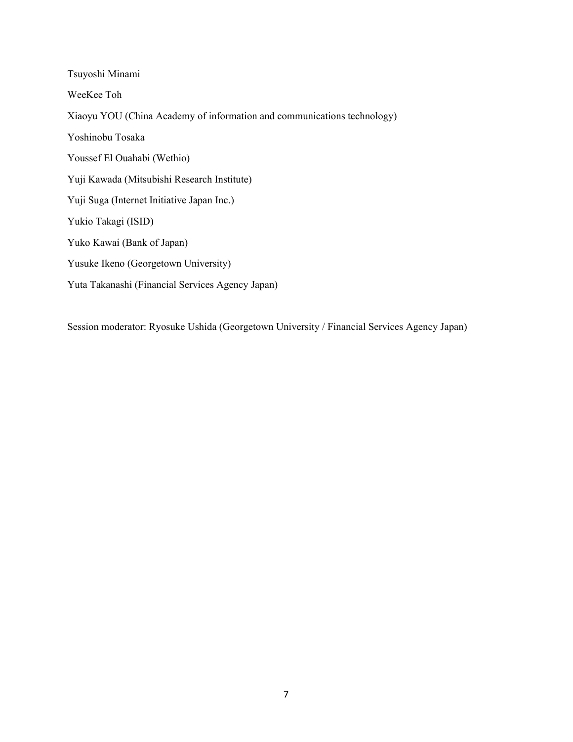Tsuyoshi Minami

WeeKee Toh

Xiaoyu YOU (China Academy of information and communications technology)

Yoshinobu Tosaka

Youssef El Ouahabi (Wethio)

Yuji Kawada (Mitsubishi Research Institute)

Yuji Suga (Internet Initiative Japan Inc.)

Yukio Takagi (ISID)

Yuko Kawai (Bank of Japan)

Yusuke Ikeno (Georgetown University)

Yuta Takanashi (Financial Services Agency Japan)

Session moderator: Ryosuke Ushida (Georgetown University / Financial Services Agency Japan)